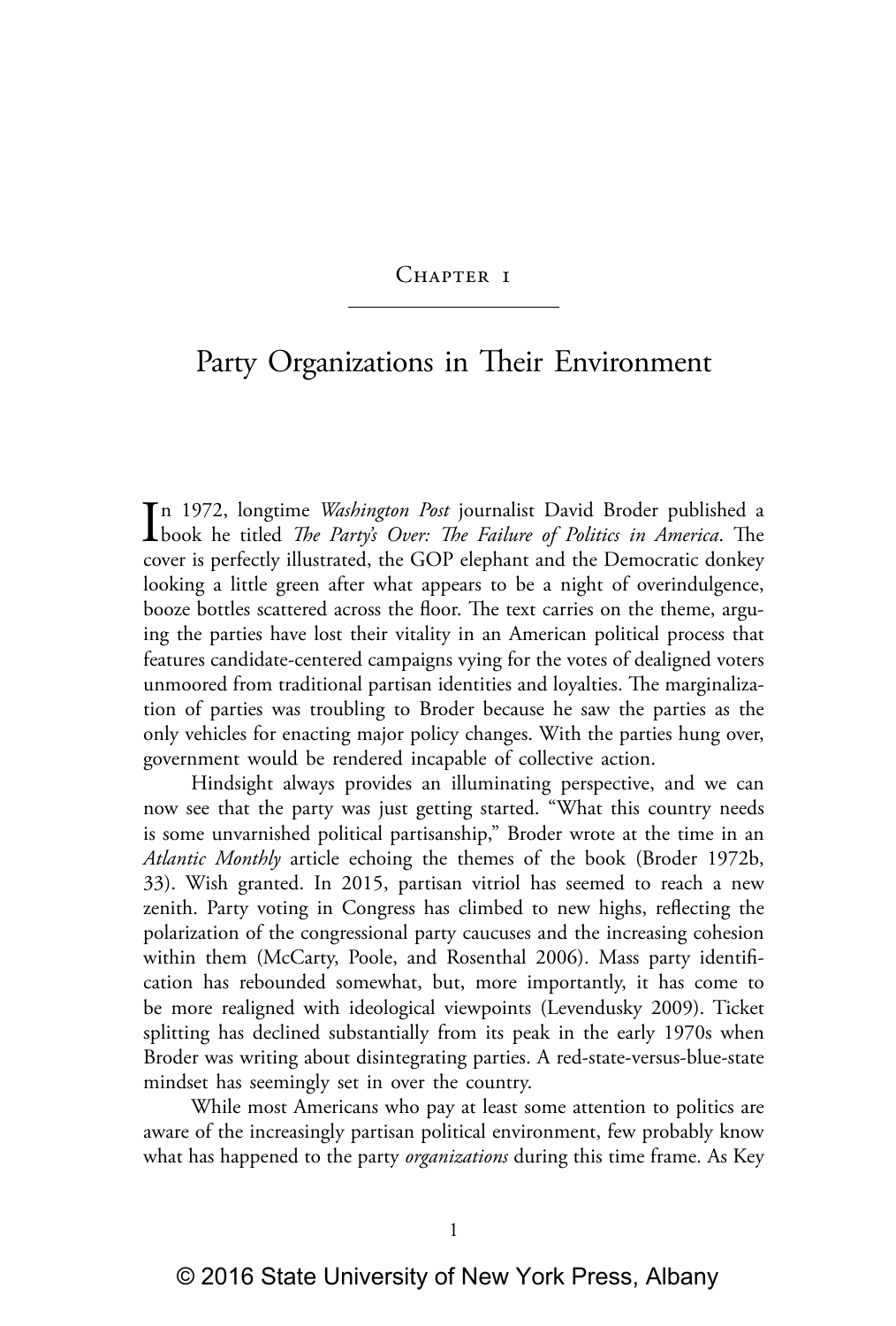Chapter 1

# Party Organizations in Their Environment

In 1972, longtime *Washington Post* journalist David Broder published a book he titled *The Party's Over: The Failure of Politics in America*. The cover is perfectly illustrated, the GOP elephant and the Democratic donkey looking a little green after what appears to be a night of overindulgence, booze bottles scattered across the floor. The text carries on the theme, arguing the parties have lost their vitality in an American political process that features candidate-centered campaigns vying for the votes of dealigned voters unmoored from traditional partisan identities and loyalties. The marginalization of parties was troubling to Broder because he saw the parties as the only vehicles for enacting major policy changes. With the parties hung over, government would be rendered incapable of collective action.

Hindsight always provides an illuminating perspective, and we can now see that the party was just getting started. "What this country needs is some unvarnished political partisanship," Broder wrote at the time in an *Atlantic Monthly* article echoing the themes of the book (Broder 1972b, 33). Wish granted. In 2015, partisan vitriol has seemed to reach a new zenith. Party voting in Congress has climbed to new highs, reflecting the polarization of the congressional party caucuses and the increasing cohesion within them (McCarty, Poole, and Rosenthal 2006). Mass party identification has rebounded somewhat, but, more importantly, it has come to be more realigned with ideological viewpoints (Levendusky 2009). Ticket splitting has declined substantially from its peak in the early 1970s when Broder was writing about disintegrating parties. A red-state-versus-blue-state mindset has seemingly set in over the country.

While most Americans who pay at least some attention to politics are aware of the increasingly partisan political environment, few probably know what has happened to the party *organizations* during this time frame. As Key

© 2016 State University of New York Press, Albany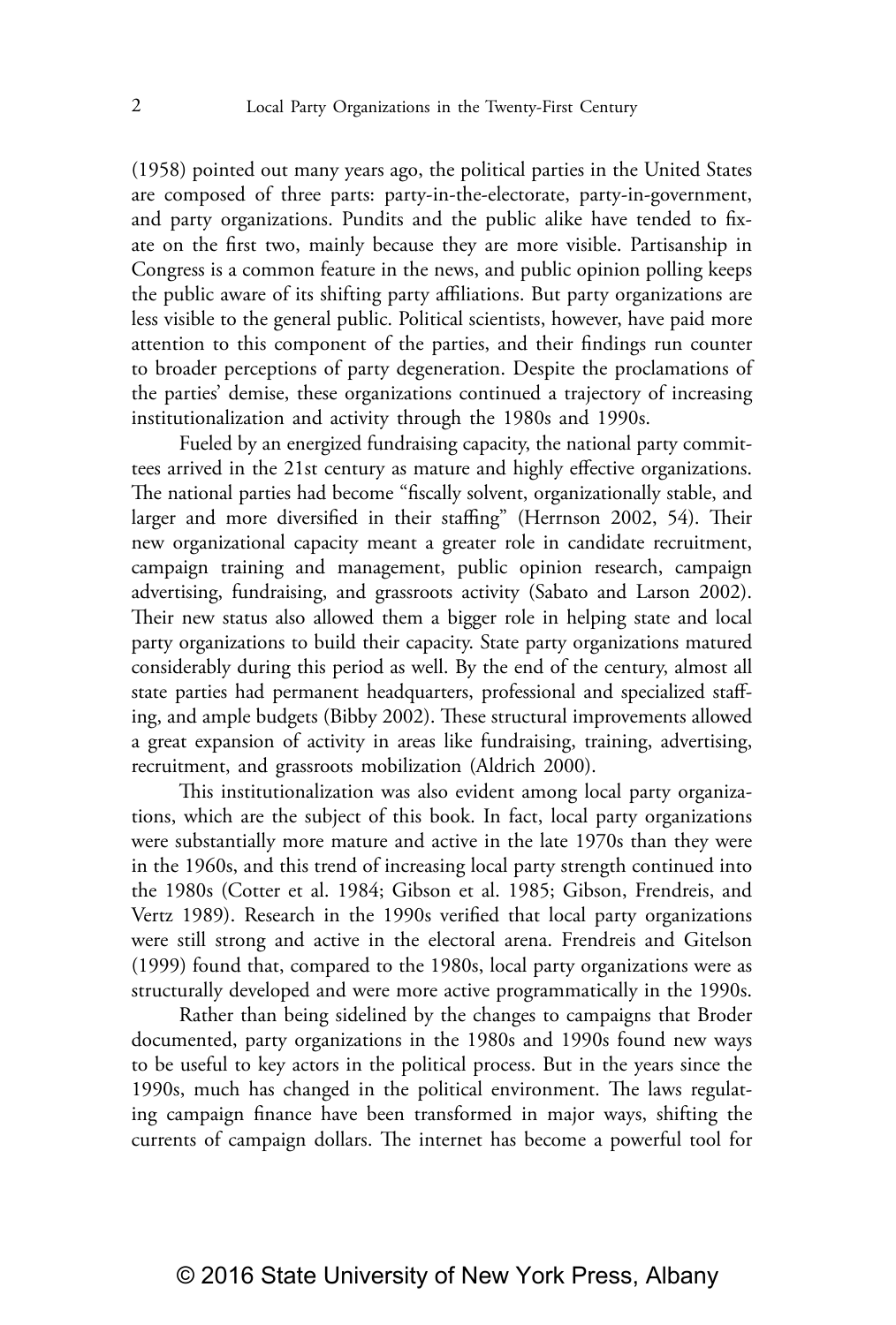(1958) pointed out many years ago, the political parties in the United States are composed of three parts: party-in-the-electorate, party-in-government, and party organizations. Pundits and the public alike have tended to fixate on the first two, mainly because they are more visible. Partisanship in Congress is a common feature in the news, and public opinion polling keeps the public aware of its shifting party affiliations. But party organizations are less visible to the general public. Political scientists, however, have paid more attention to this component of the parties, and their findings run counter to broader perceptions of party degeneration. Despite the proclamations of the parties' demise, these organizations continued a trajectory of increasing institutionalization and activity through the 1980s and 1990s.

Fueled by an energized fundraising capacity, the national party committees arrived in the 21st century as mature and highly effective organizations. The national parties had become "fiscally solvent, organizationally stable, and larger and more diversified in their staffing" (Herrnson 2002, 54). Their new organizational capacity meant a greater role in candidate recruitment, campaign training and management, public opinion research, campaign advertising, fundraising, and grassroots activity (Sabato and Larson 2002). Their new status also allowed them a bigger role in helping state and local party organizations to build their capacity. State party organizations matured considerably during this period as well. By the end of the century, almost all state parties had permanent headquarters, professional and specialized staffing, and ample budgets (Bibby 2002). These structural improvements allowed a great expansion of activity in areas like fundraising, training, advertising, recruitment, and grassroots mobilization (Aldrich 2000).

This institutionalization was also evident among local party organizations, which are the subject of this book. In fact, local party organizations were substantially more mature and active in the late 1970s than they were in the 1960s, and this trend of increasing local party strength continued into the 1980s (Cotter et al. 1984; Gibson et al. 1985; Gibson, Frendreis, and Vertz 1989). Research in the 1990s verified that local party organizations were still strong and active in the electoral arena. Frendreis and Gitelson (1999) found that, compared to the 1980s, local party organizations were as structurally developed and were more active programmatically in the 1990s.

Rather than being sidelined by the changes to campaigns that Broder documented, party organizations in the 1980s and 1990s found new ways to be useful to key actors in the political process. But in the years since the 1990s, much has changed in the political environment. The laws regulating campaign finance have been transformed in major ways, shifting the currents of campaign dollars. The internet has become a powerful tool for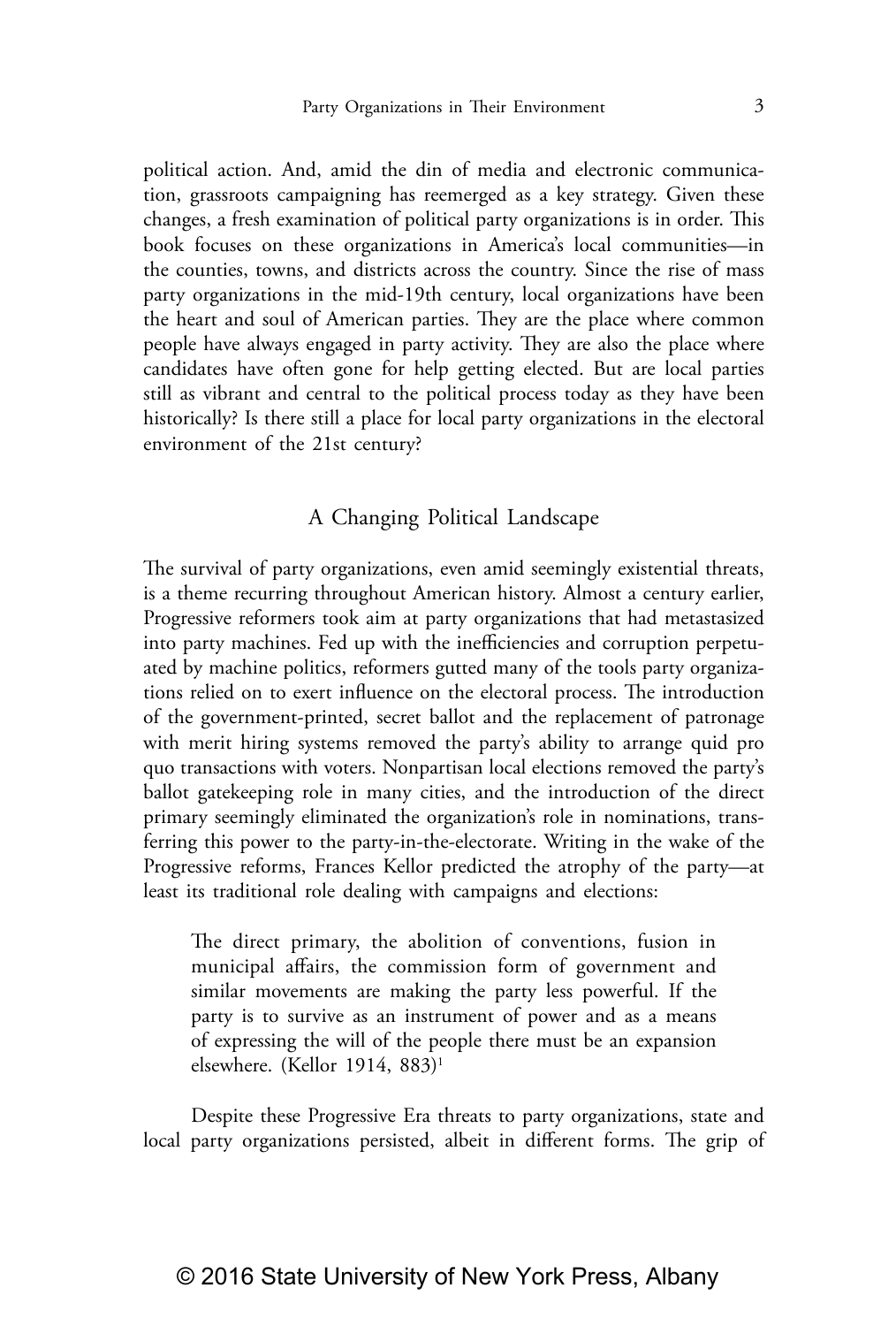political action. And, amid the din of media and electronic communication, grassroots campaigning has reemerged as a key strategy. Given these changes, a fresh examination of political party organizations is in order. This book focuses on these organizations in America's local communities—in the counties, towns, and districts across the country. Since the rise of mass party organizations in the mid-19th century, local organizations have been the heart and soul of American parties. They are the place where common people have always engaged in party activity. They are also the place where candidates have often gone for help getting elected. But are local parties still as vibrant and central to the political process today as they have been historically? Is there still a place for local party organizations in the electoral environment of the 21st century?

## A Changing Political Landscape

The survival of party organizations, even amid seemingly existential threats, is a theme recurring throughout American history. Almost a century earlier, Progressive reformers took aim at party organizations that had metastasized into party machines. Fed up with the inefficiencies and corruption perpetuated by machine politics, reformers gutted many of the tools party organizations relied on to exert influence on the electoral process. The introduction of the government-printed, secret ballot and the replacement of patronage with merit hiring systems removed the party's ability to arrange quid pro quo transactions with voters. Nonpartisan local elections removed the party's ballot gatekeeping role in many cities, and the introduction of the direct primary seemingly eliminated the organization's role in nominations, transferring this power to the party-in-the-electorate. Writing in the wake of the Progressive reforms, Frances Kellor predicted the atrophy of the party—at least its traditional role dealing with campaigns and elections:

> The direct primary, the abolition of conventions, fusion in municipal affairs, the commission form of government and similar movements are making the party less powerful. If the party is to survive as an instrument of power and as a means of expressing the will of the people there must be an expansion elsewhere. (Kellor 1914, 883)[1]

Despite these Progressive Era threats to party organizations, state and local party organizations persisted, albeit in different forms. The grip of

© 2016 State University of New York Press, Albany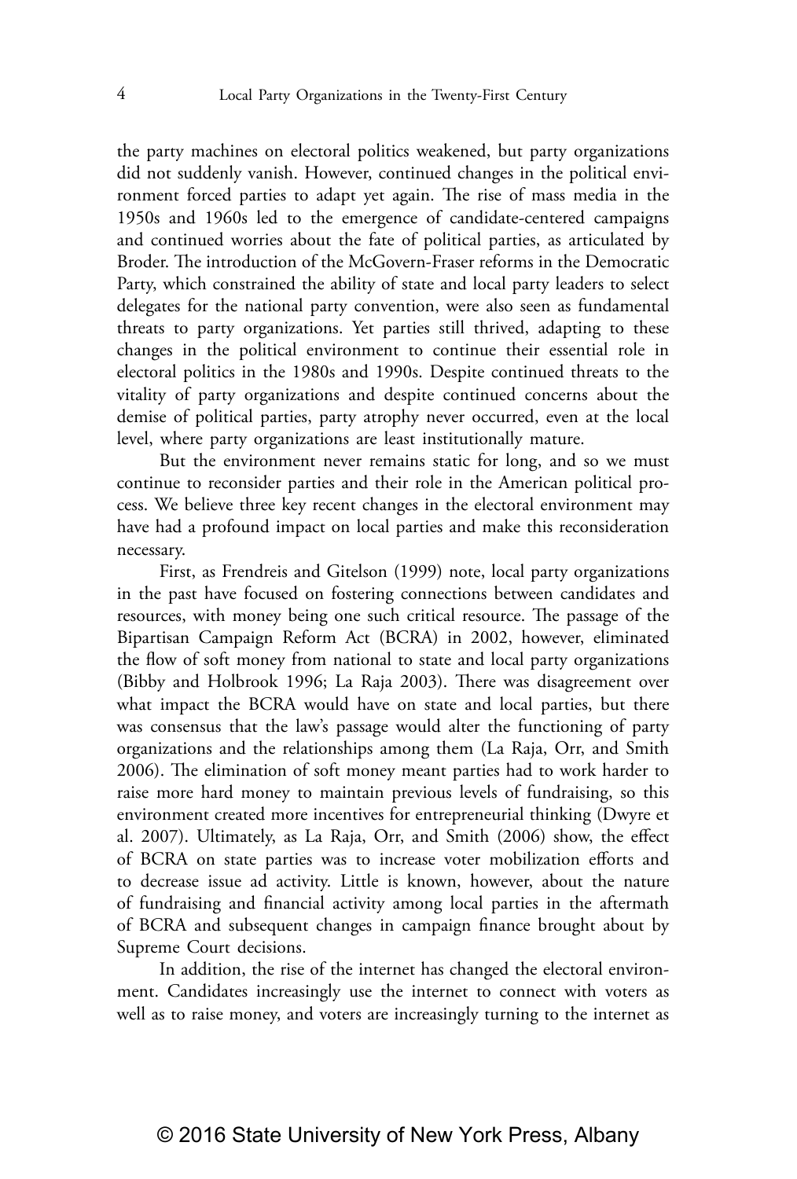the party machines on electoral politics weakened, but party organizations did not suddenly vanish. However, continued changes in the political environment forced parties to adapt yet again. The rise of mass media in the 1950s and 1960s led to the emergence of candidate-centered campaigns and continued worries about the fate of political parties, as articulated by Broder. The introduction of the McGovern-Fraser reforms in the Democratic Party, which constrained the ability of state and local party leaders to select delegates for the national party convention, were also seen as fundamental threats to party organizations. Yet parties still thrived, adapting to these changes in the political environment to continue their essential role in electoral politics in the 1980s and 1990s. Despite continued threats to the vitality of party organizations and despite continued concerns about the demise of political parties, party atrophy never occurred, even at the local level, where party organizations are least institutionally mature.

But the environment never remains static for long, and so we must continue to reconsider parties and their role in the American political process. We believe three key recent changes in the electoral environment may have had a profound impact on local parties and make this reconsideration necessary.

First, as Frendreis and Gitelson (1999) note, local party organizations in the past have focused on fostering connections between candidates and resources, with money being one such critical resource. The passage of the Bipartisan Campaign Reform Act (BCRA) in 2002, however, eliminated the flow of soft money from national to state and local party organizations (Bibby and Holbrook 1996; La Raja 2003). There was disagreement over what impact the BCRA would have on state and local parties, but there was consensus that the law's passage would alter the functioning of party organizations and the relationships among them (La Raja, Orr, and Smith 2006). The elimination of soft money meant parties had to work harder to raise more hard money to maintain previous levels of fundraising, so this environment created more incentives for entrepreneurial thinking (Dwyre et al. 2007). Ultimately, as La Raja, Orr, and Smith (2006) show, the effect of BCRA on state parties was to increase voter mobilization efforts and to decrease issue ad activity. Little is known, however, about the nature of fundraising and financial activity among local parties in the aftermath of BCRA and subsequent changes in campaign finance brought about by Supreme Court decisions.

In addition, the rise of the internet has changed the electoral environment. Candidates increasingly use the internet to connect with voters as well as to raise money, and voters are increasingly turning to the internet as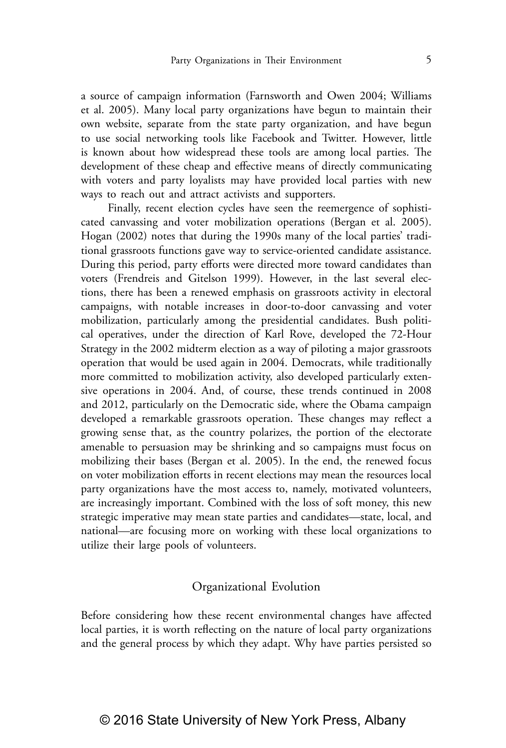a source of campaign information (Farnsworth and Owen 2004; Williams et al. 2005). Many local party organizations have begun to maintain their own website, separate from the state party organization, and have begun to use social networking tools like Facebook and Twitter. However, little is known about how widespread these tools are among local parties. The development of these cheap and effective means of directly communicating with voters and party loyalists may have provided local parties with new ways to reach out and attract activists and supporters.

Finally, recent election cycles have seen the reemergence of sophisticated canvassing and voter mobilization operations (Bergan et al. 2005). Hogan (2002) notes that during the 1990s many of the local parties' traditional grassroots functions gave way to service-oriented candidate assistance. During this period, party efforts were directed more toward candidates than voters (Frendreis and Gitelson 1999). However, in the last several elections, there has been a renewed emphasis on grassroots activity in electoral campaigns, with notable increases in door-to-door canvassing and voter mobilization, particularly among the presidential candidates. Bush political operatives, under the direction of Karl Rove, developed the 72-Hour Strategy in the 2002 midterm election as a way of piloting a major grassroots operation that would be used again in 2004. Democrats, while traditionally more committed to mobilization activity, also developed particularly extensive operations in 2004. And, of course, these trends continued in 2008 and 2012, particularly on the Democratic side, where the Obama campaign developed a remarkable grassroots operation. These changes may reflect a growing sense that, as the country polarizes, the portion of the electorate amenable to persuasion may be shrinking and so campaigns must focus on mobilizing their bases (Bergan et al. 2005). In the end, the renewed focus on voter mobilization efforts in recent elections may mean the resources local party organizations have the most access to, namely, motivated volunteers, are increasingly important. Combined with the loss of soft money, this new strategic imperative may mean state parties and candidates—state, local, and national—are focusing more on working with these local organizations to utilize their large pools of volunteers.

## Organizational Evolution

Before considering how these recent environmental changes have affected local parties, it is worth reflecting on the nature of local party organizations and the general process by which they adapt. Why have parties persisted so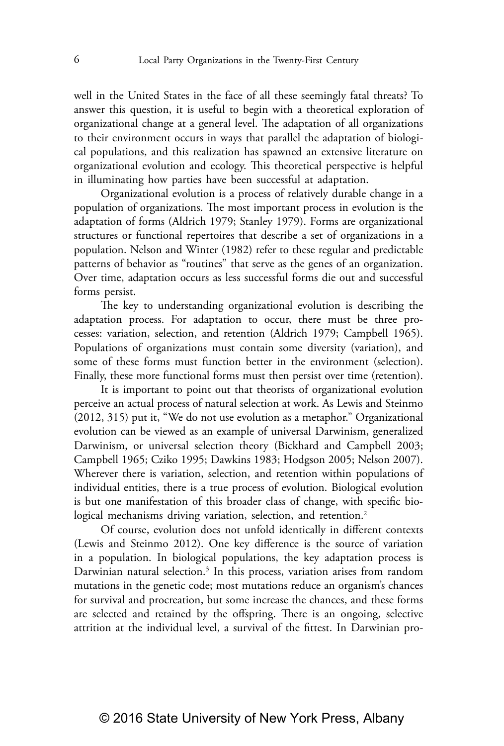well in the United States in the face of all these seemingly fatal threats? To answer this question, it is useful to begin with a theoretical exploration of organizational change at a general level. The adaptation of all organizations to their environment occurs in ways that parallel the adaptation of biological populations, and this realization has spawned an extensive literature on organizational evolution and ecology. This theoretical perspective is helpful in illuminating how parties have been successful at adaptation.

Organizational evolution is a process of relatively durable change in a population of organizations. The most important process in evolution is the adaptation of forms (Aldrich 1979; Stanley 1979). Forms are organizational structures or functional repertoires that describe a set of organizations in a population. Nelson and Winter (1982) refer to these regular and predictable patterns of behavior as "routines" that serve as the genes of an organization. Over time, adaptation occurs as less successful forms die out and successful forms persist.

The key to understanding organizational evolution is describing the adaptation process. For adaptation to occur, there must be three processes: variation, selection, and retention (Aldrich 1979; Campbell 1965). Populations of organizations must contain some diversity (variation), and some of these forms must function better in the environment (selection). Finally, these more functional forms must then persist over time (retention).

It is important to point out that theorists of organizational evolution perceive an actual process of natural selection at work. As Lewis and Steinmo (2012, 315) put it, "We do not use evolution as a metaphor." Organizational evolution can be viewed as an example of universal Darwinism, generalized Darwinism, or universal selection theory (Bickhard and Campbell 2003; Campbell 1965; Cziko 1995; Dawkins 1983; Hodgson 2005; Nelson 2007). Wherever there is variation, selection, and retention within populations of individual entities, there is a true process of evolution. Biological evolution is but one manifestation of this broader class of change, with specific biological mechanisms driving variation, selection, and retention.[2]

Of course, evolution does not unfold identically in different contexts (Lewis and Steinmo 2012). One key difference is the source of variation in a population. In biological populations, the key adaptation process is Darwinian natural selection.[3] In this process, variation arises from random mutations in the genetic code; most mutations reduce an organism's chances for survival and procreation, but some increase the chances, and these forms are selected and retained by the offspring. There is an ongoing, selective attrition at the individual level, a survival of the fittest. In Darwinian pro-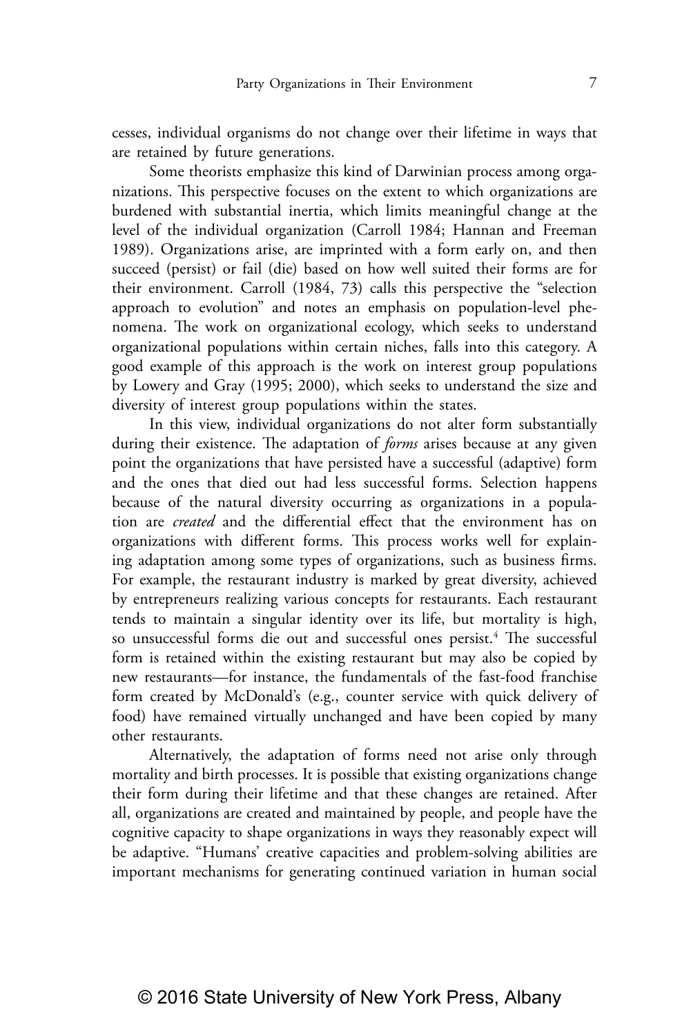cesses, individual organisms do not change over their lifetime in ways that are retained by future generations.

Some theorists emphasize this kind of Darwinian process among organizations. This perspective focuses on the extent to which organizations are burdened with substantial inertia, which limits meaningful change at the level of the individual organization (Carroll 1984; Hannan and Freeman 1989). Organizations arise, are imprinted with a form early on, and then succeed (persist) or fail (die) based on how well suited their forms are for their environment. Carroll (1984, 73) calls this perspective the "selection approach to evolution" and notes an emphasis on population-level phenomena. The work on organizational ecology, which seeks to understand organizational populations within certain niches, falls into this category. A good example of this approach is the work on interest group populations by Lowery and Gray (1995; 2000), which seeks to understand the size and diversity of interest group populations within the states.

In this view, individual organizations do not alter form substantially during their existence. The adaptation of *forms* arises because at any given point the organizations that have persisted have a successful (adaptive) form and the ones that died out had less successful forms. Selection happens because of the natural diversity occurring as organizations in a population are *created* and the differential effect that the environment has on organizations with different forms. This process works well for explaining adaptation among some types of organizations, such as business firms. For example, the restaurant industry is marked by great diversity, achieved by entrepreneurs realizing various concepts for restaurants. Each restaurant tends to maintain a singular identity over its life, but mortality is high, so unsuccessful forms die out and successful ones persist.[4] The successful form is retained within the existing restaurant but may also be copied by new restaurants—for instance, the fundamentals of the fast-food franchise form created by McDonald's (e.g., counter service with quick delivery of food) have remained virtually unchanged and have been copied by many other restaurants.

Alternatively, the adaptation of forms need not arise only through mortality and birth processes. It is possible that existing organizations change their form during their lifetime and that these changes are retained. After all, organizations are created and maintained by people, and people have the cognitive capacity to shape organizations in ways they reasonably expect will be adaptive. "Humans' creative capacities and problem-solving abilities are important mechanisms for generating continued variation in human social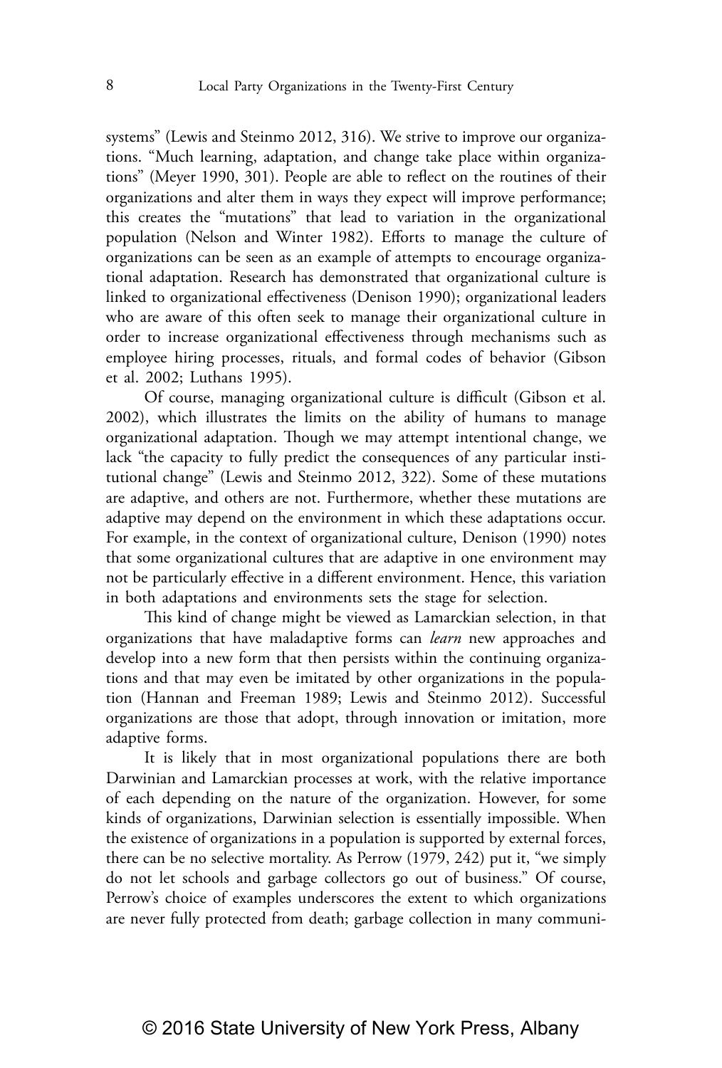systems" (Lewis and Steinmo 2012, 316). We strive to improve our organizations. "Much learning, adaptation, and change take place within organizations" (Meyer 1990, 301). People are able to reflect on the routines of their organizations and alter them in ways they expect will improve performance; this creates the "mutations" that lead to variation in the organizational population (Nelson and Winter 1982). Efforts to manage the culture of organizations can be seen as an example of attempts to encourage organizational adaptation. Research has demonstrated that organizational culture is linked to organizational effectiveness (Denison 1990); organizational leaders who are aware of this often seek to manage their organizational culture in order to increase organizational effectiveness through mechanisms such as employee hiring processes, rituals, and formal codes of behavior (Gibson et al. 2002; Luthans 1995).

Of course, managing organizational culture is difficult (Gibson et al. 2002), which illustrates the limits on the ability of humans to manage organizational adaptation. Though we may attempt intentional change, we lack "the capacity to fully predict the consequences of any particular institutional change" (Lewis and Steinmo 2012, 322). Some of these mutations are adaptive, and others are not. Furthermore, whether these mutations are adaptive may depend on the environment in which these adaptations occur. For example, in the context of organizational culture, Denison (1990) notes that some organizational cultures that are adaptive in one environment may not be particularly effective in a different environment. Hence, this variation in both adaptations and environments sets the stage for selection.

This kind of change might be viewed as Lamarckian selection, in that organizations that have maladaptive forms can *learn* new approaches and develop into a new form that then persists within the continuing organizations and that may even be imitated by other organizations in the population (Hannan and Freeman 1989; Lewis and Steinmo 2012). Successful organizations are those that adopt, through innovation or imitation, more adaptive forms.

It is likely that in most organizational populations there are both Darwinian and Lamarckian processes at work, with the relative importance of each depending on the nature of the organization. However, for some kinds of organizations, Darwinian selection is essentially impossible. When the existence of organizations in a population is supported by external forces, there can be no selective mortality. As Perrow (1979, 242) put it, "we simply do not let schools and garbage collectors go out of business." Of course, Perrow's choice of examples underscores the extent to which organizations are never fully protected from death; garbage collection in many communi-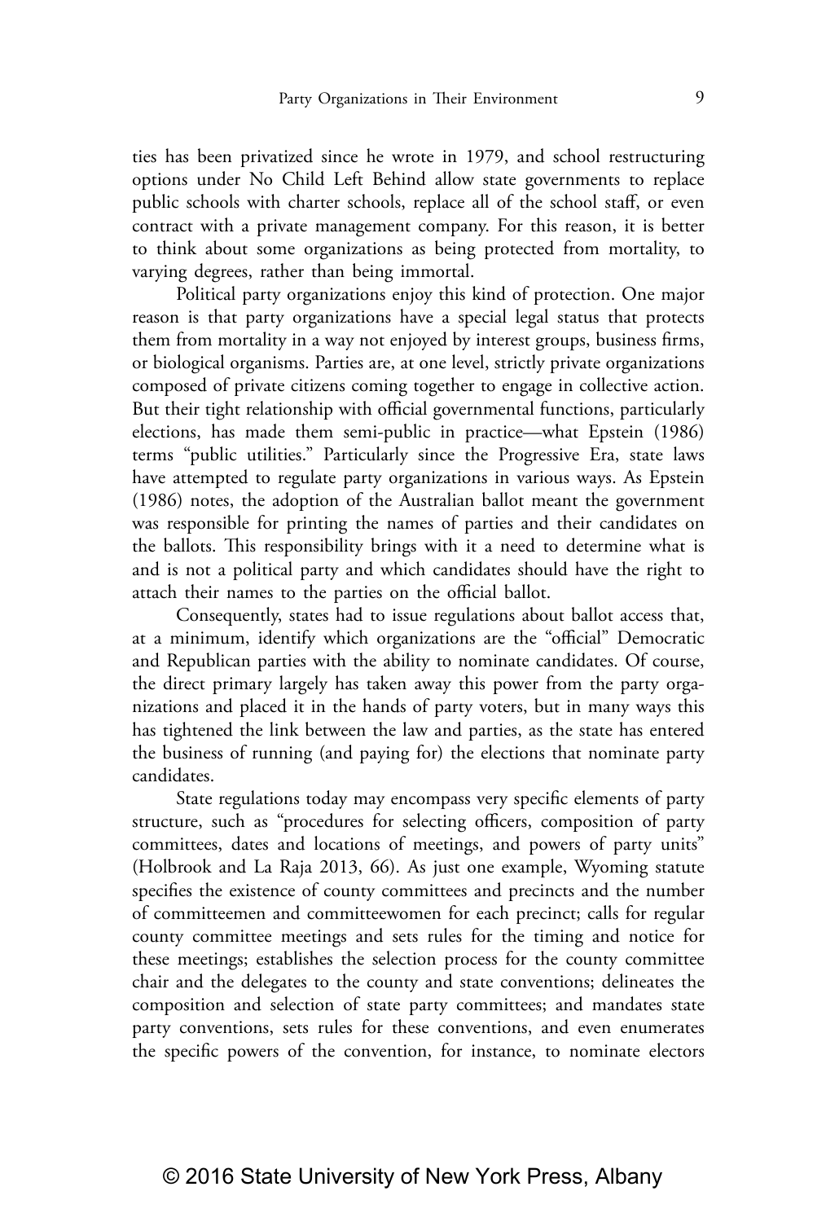ties has been privatized since he wrote in 1979, and school restructuring options under No Child Left Behind allow state governments to replace public schools with charter schools, replace all of the school staff, or even contract with a private management company. For this reason, it is better to think about some organizations as being protected from mortality, to varying degrees, rather than being immortal.

Political party organizations enjoy this kind of protection. One major reason is that party organizations have a special legal status that protects them from mortality in a way not enjoyed by interest groups, business firms, or biological organisms. Parties are, at one level, strictly private organizations composed of private citizens coming together to engage in collective action. But their tight relationship with official governmental functions, particularly elections, has made them semi-public in practice—what Epstein (1986) terms "public utilities." Particularly since the Progressive Era, state laws have attempted to regulate party organizations in various ways. As Epstein (1986) notes, the adoption of the Australian ballot meant the government was responsible for printing the names of parties and their candidates on the ballots. This responsibility brings with it a need to determine what is and is not a political party and which candidates should have the right to attach their names to the parties on the official ballot.

Consequently, states had to issue regulations about ballot access that, at a minimum, identify which organizations are the "official" Democratic and Republican parties with the ability to nominate candidates. Of course, the direct primary largely has taken away this power from the party organizations and placed it in the hands of party voters, but in many ways this has tightened the link between the law and parties, as the state has entered the business of running (and paying for) the elections that nominate party candidates.

State regulations today may encompass very specific elements of party structure, such as "procedures for selecting officers, composition of party committees, dates and locations of meetings, and powers of party units" (Holbrook and La Raja 2013, 66). As just one example, Wyoming statute specifies the existence of county committees and precincts and the number of committeemen and committeewomen for each precinct; calls for regular county committee meetings and sets rules for the timing and notice for these meetings; establishes the selection process for the county committee chair and the delegates to the county and state conventions; delineates the composition and selection of state party committees; and mandates state party conventions, sets rules for these conventions, and even enumerates the specific powers of the convention, for instance, to nominate electors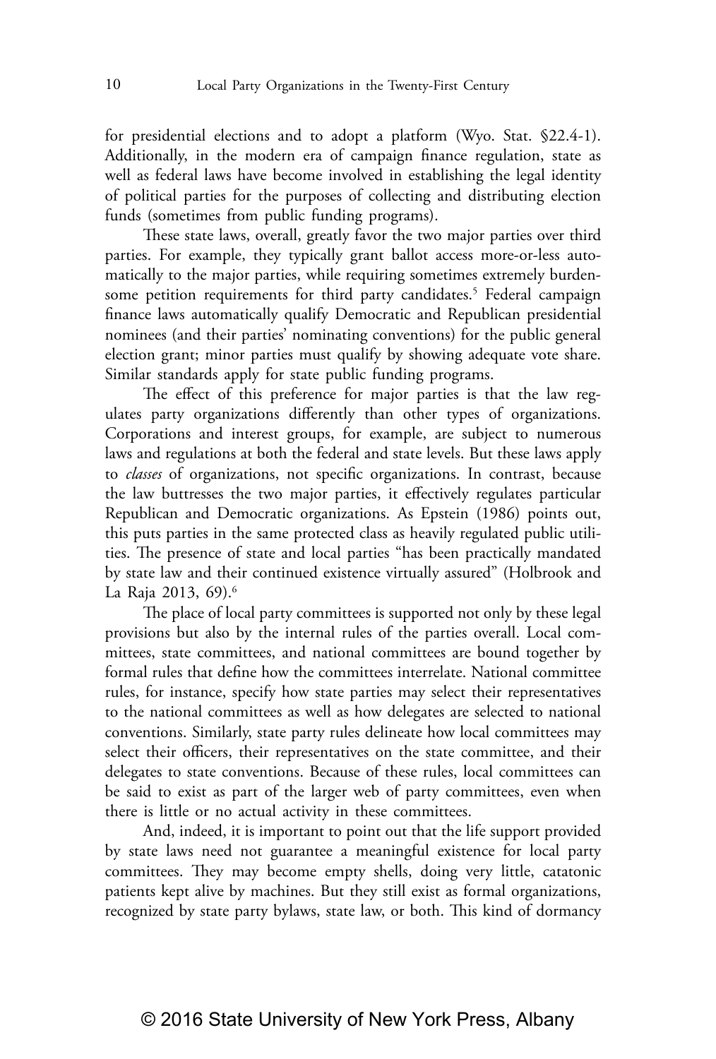for presidential elections and to adopt a platform (Wyo. Stat. §22.4-1). Additionally, in the modern era of campaign finance regulation, state as well as federal laws have become involved in establishing the legal identity of political parties for the purposes of collecting and distributing election funds (sometimes from public funding programs).

These state laws, overall, greatly favor the two major parties over third parties. For example, they typically grant ballot access more-or-less automatically to the major parties, while requiring sometimes extremely burdensome petition requirements for third party candidates.[5] Federal campaign finance laws automatically qualify Democratic and Republican presidential nominees (and their parties' nominating conventions) for the public general election grant; minor parties must qualify by showing adequate vote share. Similar standards apply for state public funding programs.

The effect of this preference for major parties is that the law regulates party organizations differently than other types of organizations. Corporations and interest groups, for example, are subject to numerous laws and regulations at both the federal and state levels. But these laws apply to *classes* of organizations, not specific organizations. In contrast, because the law buttresses the two major parties, it effectively regulates particular Republican and Democratic organizations. As Epstein (1986) points out, this puts parties in the same protected class as heavily regulated public utilities. The presence of state and local parties "has been practically mandated by state law and their continued existence virtually assured" (Holbrook and La Raja 2013, 69).[6]

The place of local party committees is supported not only by these legal provisions but also by the internal rules of the parties overall. Local committees, state committees, and national committees are bound together by formal rules that define how the committees interrelate. National committee rules, for instance, specify how state parties may select their representatives to the national committees as well as how delegates are selected to national conventions. Similarly, state party rules delineate how local committees may select their officers, their representatives on the state committee, and their delegates to state conventions. Because of these rules, local committees can be said to exist as part of the larger web of party committees, even when there is little or no actual activity in these committees.

And, indeed, it is important to point out that the life support provided by state laws need not guarantee a meaningful existence for local party committees. They may become empty shells, doing very little, catatonic patients kept alive by machines. But they still exist as formal organizations, recognized by state party bylaws, state law, or both. This kind of dormancy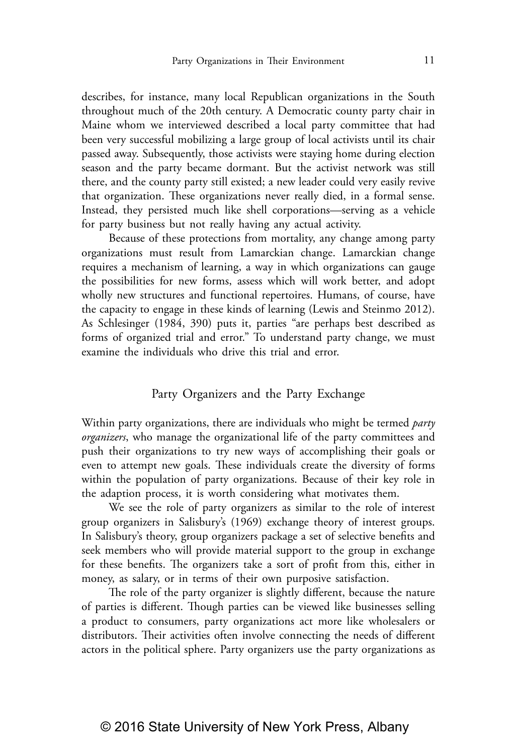describes, for instance, many local Republican organizations in the South throughout much of the 20th century. A Democratic county party chair in Maine whom we interviewed described a local party committee that had been very successful mobilizing a large group of local activists until its chair passed away. Subsequently, those activists were staying home during election season and the party became dormant. But the activist network was still there, and the county party still existed; a new leader could very easily revive that organization. These organizations never really died, in a formal sense. Instead, they persisted much like shell corporations—serving as a vehicle for party business but not really having any actual activity.

Because of these protections from mortality, any change among party organizations must result from Lamarckian change. Lamarckian change requires a mechanism of learning, a way in which organizations can gauge the possibilities for new forms, assess which will work better, and adopt wholly new structures and functional repertoires. Humans, of course, have the capacity to engage in these kinds of learning (Lewis and Steinmo 2012). As Schlesinger (1984, 390) puts it, parties "are perhaps best described as forms of organized trial and error." To understand party change, we must examine the individuals who drive this trial and error.

## Party Organizers and the Party Exchange

Within party organizations, there are individuals who might be termed *party organizers*, who manage the organizational life of the party committees and push their organizations to try new ways of accomplishing their goals or even to attempt new goals. These individuals create the diversity of forms within the population of party organizations. Because of their key role in the adaption process, it is worth considering what motivates them.

We see the role of party organizers as similar to the role of interest group organizers in Salisbury's (1969) exchange theory of interest groups. In Salisbury's theory, group organizers package a set of selective benefits and seek members who will provide material support to the group in exchange for these benefits. The organizers take a sort of profit from this, either in money, as salary, or in terms of their own purposive satisfaction.

The role of the party organizer is slightly different, because the nature of parties is different. Though parties can be viewed like businesses selling a product to consumers, party organizations act more like wholesalers or distributors. Their activities often involve connecting the needs of different actors in the political sphere. Party organizers use the party organizations as

© 2016 State University of New York Press, Albany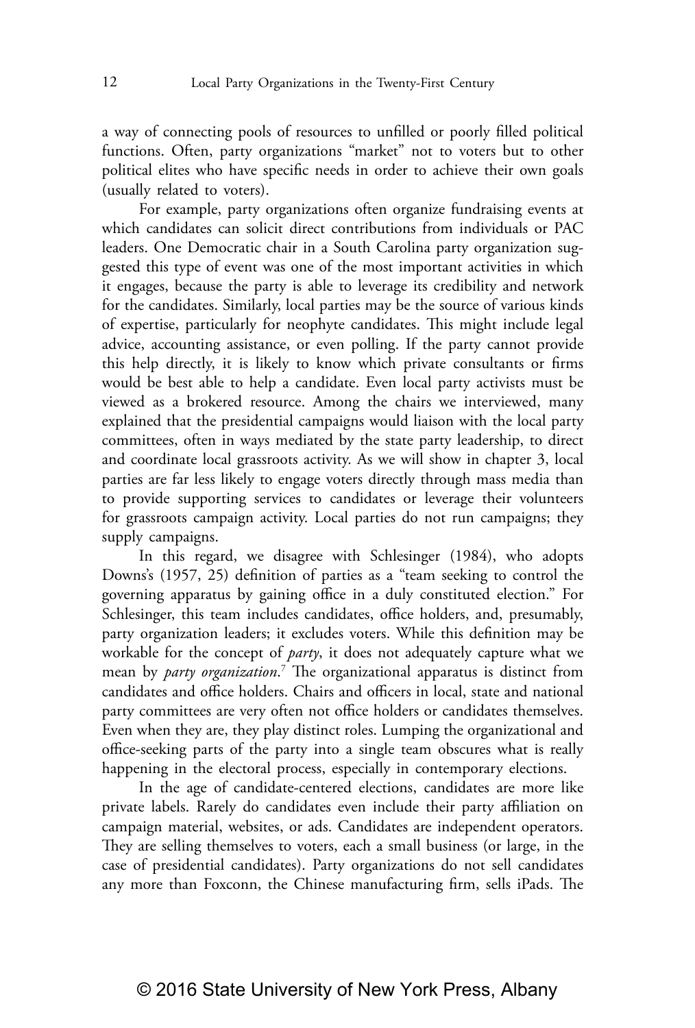a way of connecting pools of resources to unfilled or poorly filled political functions. Often, party organizations "market" not to voters but to other political elites who have specific needs in order to achieve their own goals (usually related to voters).

For example, party organizations often organize fundraising events at which candidates can solicit direct contributions from individuals or PAC leaders. One Democratic chair in a South Carolina party organization suggested this type of event was one of the most important activities in which it engages, because the party is able to leverage its credibility and network for the candidates. Similarly, local parties may be the source of various kinds of expertise, particularly for neophyte candidates. This might include legal advice, accounting assistance, or even polling. If the party cannot provide this help directly, it is likely to know which private consultants or firms would be best able to help a candidate. Even local party activists must be viewed as a brokered resource. Among the chairs we interviewed, many explained that the presidential campaigns would liaison with the local party committees, often in ways mediated by the state party leadership, to direct and coordinate local grassroots activity. As we will show in chapter 3, local parties are far less likely to engage voters directly through mass media than to provide supporting services to candidates or leverage their volunteers for grassroots campaign activity. Local parties do not run campaigns; they supply campaigns.

In this regard, we disagree with Schlesinger (1984), who adopts Downs's (1957, 25) definition of parties as a "team seeking to control the governing apparatus by gaining office in a duly constituted election." For Schlesinger, this team includes candidates, office holders, and, presumably, party organization leaders; it excludes voters. While this definition may be workable for the concept of *party*, it does not adequately capture what we mean by *party organization*.[7] The organizational apparatus is distinct from candidates and office holders. Chairs and officers in local, state and national party committees are very often not office holders or candidates themselves. Even when they are, they play distinct roles. Lumping the organizational and office-seeking parts of the party into a single team obscures what is really happening in the electoral process, especially in contemporary elections.

In the age of candidate-centered elections, candidates are more like private labels. Rarely do candidates even include their party affiliation on campaign material, websites, or ads. Candidates are independent operators. They are selling themselves to voters, each a small business (or large, in the case of presidential candidates). Party organizations do not sell candidates any more than Foxconn, the Chinese manufacturing firm, sells iPads. The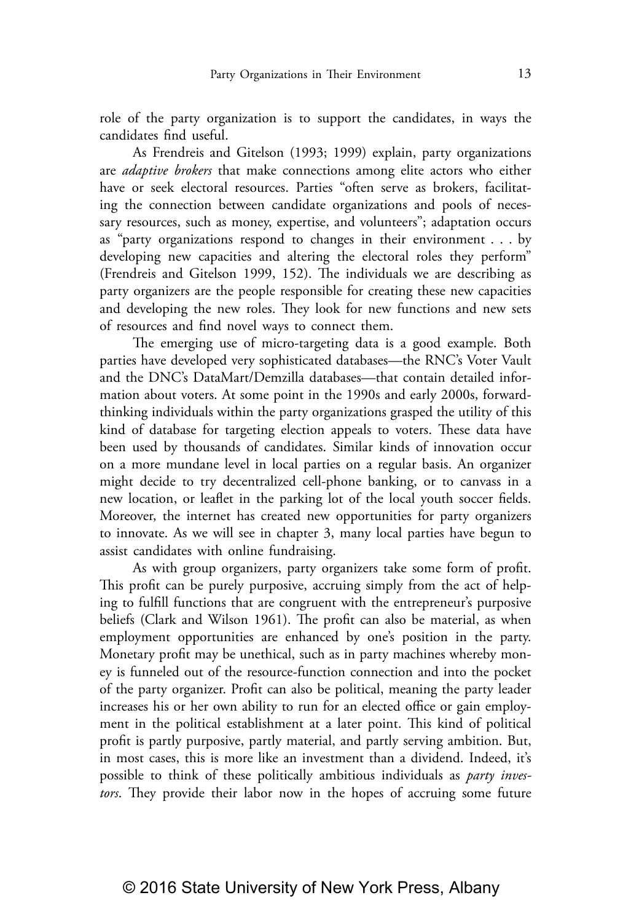role of the party organization is to support the candidates, in ways the candidates find useful.

As Frendreis and Gitelson (1993; 1999) explain, party organizations are *adaptive brokers* that make connections among elite actors who either have or seek electoral resources. Parties "often serve as brokers, facilitating the connection between candidate organizations and pools of necessary resources, such as money, expertise, and volunteers"; adaptation occurs as "party organizations respond to changes in their environment . . . by developing new capacities and altering the electoral roles they perform" (Frendreis and Gitelson 1999, 152). The individuals we are describing as party organizers are the people responsible for creating these new capacities and developing the new roles. They look for new functions and new sets of resources and find novel ways to connect them.

The emerging use of micro-targeting data is a good example. Both parties have developed very sophisticated databases—the RNC's Voter Vault and the DNC's DataMart/Demzilla databases—that contain detailed information about voters. At some point in the 1990s and early 2000s, forward-thinking individuals within the party organizations grasped the utility of this kind of database for targeting election appeals to voters. These data have been used by thousands of candidates. Similar kinds of innovation occur on a more mundane level in local parties on a regular basis. An organizer might decide to try decentralized cell-phone banking, or to canvass in a new location, or leaflet in the parking lot of the local youth soccer fields. Moreover, the internet has created new opportunities for party organizers to innovate. As we will see in chapter 3, many local parties have begun to assist candidates with online fundraising.

As with group organizers, party organizers take some form of profit. This profit can be purely purposive, accruing simply from the act of helping to fulfill functions that are congruent with the entrepreneur's purposive beliefs (Clark and Wilson 1961). The profit can also be material, as when employment opportunities are enhanced by one's position in the party. Monetary profit may be unethical, such as in party machines whereby money is funneled out of the resource-function connection and into the pocket of the party organizer. Profit can also be political, meaning the party leader increases his or her own ability to run for an elected office or gain employment in the political establishment at a later point. This kind of political profit is partly purposive, partly material, and partly serving ambition. But, in most cases, this is more like an investment than a dividend. Indeed, it's possible to think of these politically ambitious individuals as *party investors*. They provide their labor now in the hopes of accruing some future

© 2016 State University of New York Press, Albany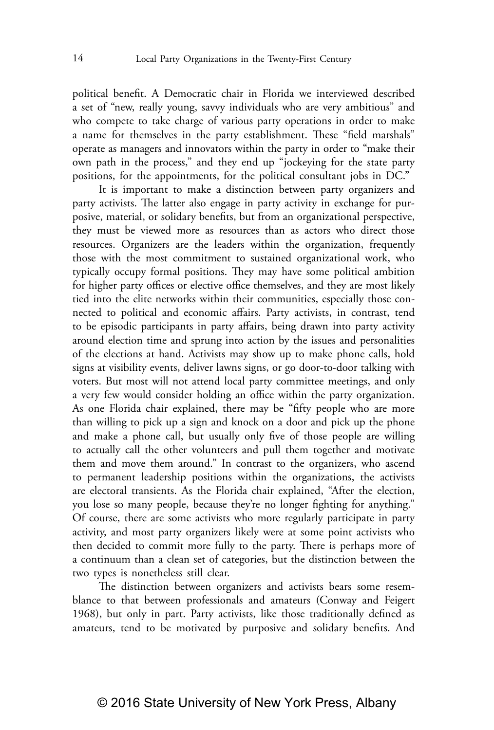political benefit. A Democratic chair in Florida we interviewed described a set of "new, really young, savvy individuals who are very ambitious" and who compete to take charge of various party operations in order to make a name for themselves in the party establishment. These "field marshals" operate as managers and innovators within the party in order to "make their own path in the process," and they end up "jockeying for the state party positions, for the appointments, for the political consultant jobs in DC."

It is important to make a distinction between party organizers and party activists. The latter also engage in party activity in exchange for purposive, material, or solidary benefits, but from an organizational perspective, they must be viewed more as resources than as actors who direct those resources. Organizers are the leaders within the organization, frequently those with the most commitment to sustained organizational work, who typically occupy formal positions. They may have some political ambition for higher party offices or elective office themselves, and they are most likely tied into the elite networks within their communities, especially those connected to political and economic affairs. Party activists, in contrast, tend to be episodic participants in party affairs, being drawn into party activity around election time and sprung into action by the issues and personalities of the elections at hand. Activists may show up to make phone calls, hold signs at visibility events, deliver lawns signs, or go door-to-door talking with voters. But most will not attend local party committee meetings, and only a very few would consider holding an office within the party organization. As one Florida chair explained, there may be "fifty people who are more than willing to pick up a sign and knock on a door and pick up the phone and make a phone call, but usually only five of those people are willing to actually call the other volunteers and pull them together and motivate them and move them around." In contrast to the organizers, who ascend to permanent leadership positions within the organizations, the activists are electoral transients. As the Florida chair explained, "After the election, you lose so many people, because they're no longer fighting for anything." Of course, there are some activists who more regularly participate in party activity, and most party organizers likely were at some point activists who then decided to commit more fully to the party. There is perhaps more of a continuum than a clean set of categories, but the distinction between the two types is nonetheless still clear.

The distinction between organizers and activists bears some resemblance to that between professionals and amateurs (Conway and Feigert 1968), but only in part. Party activists, like those traditionally defined as amateurs, tend to be motivated by purposive and solidary benefits. And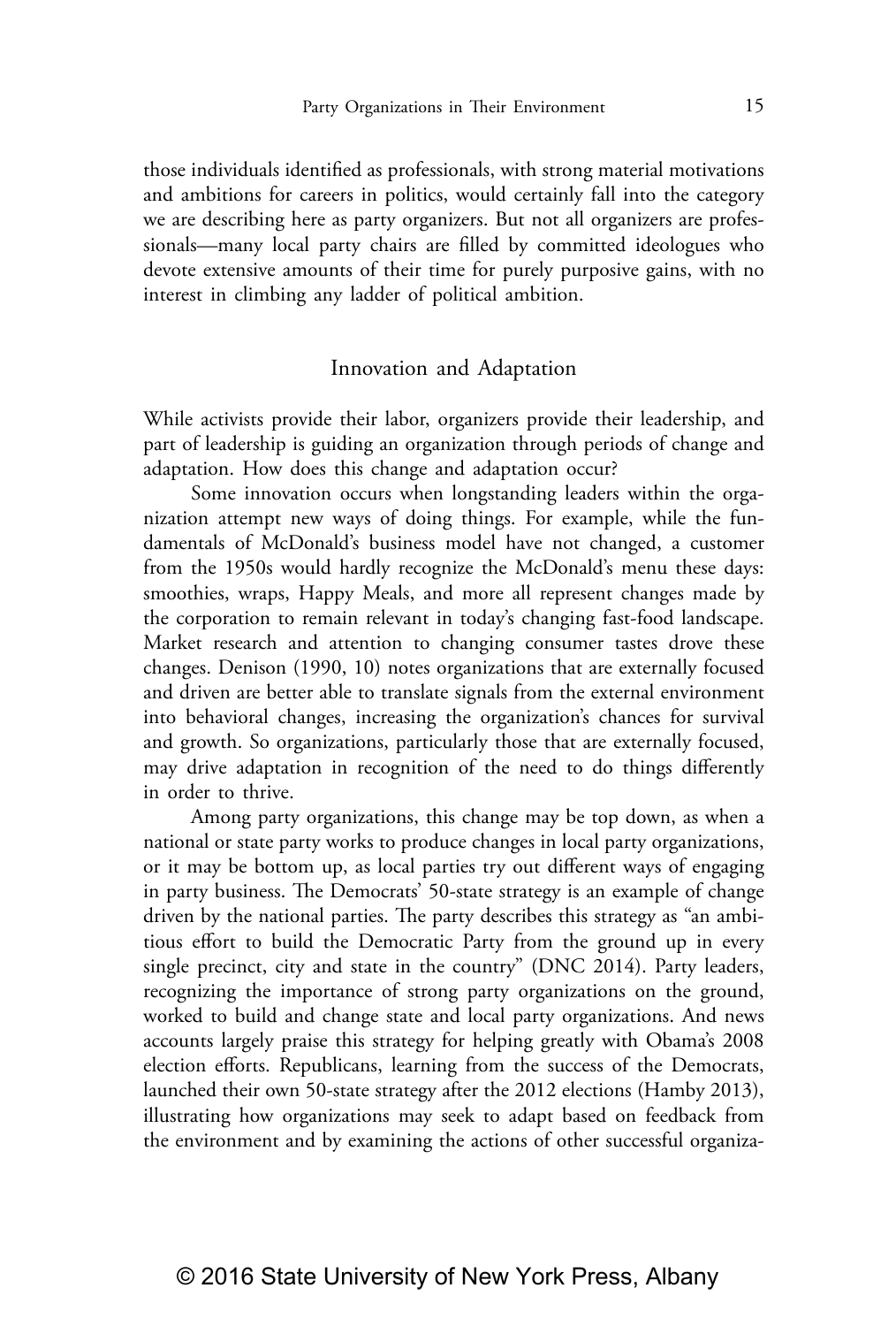those individuals identified as professionals, with strong material motivations and ambitions for careers in politics, would certainly fall into the category we are describing here as party organizers. But not all organizers are professionals—many local party chairs are filled by committed ideologues who devote extensive amounts of their time for purely purposive gains, with no interest in climbing any ladder of political ambition.

## Innovation and Adaptation

While activists provide their labor, organizers provide their leadership, and part of leadership is guiding an organization through periods of change and adaptation. How does this change and adaptation occur?

Some innovation occurs when longstanding leaders within the organization attempt new ways of doing things. For example, while the fundamentals of McDonald's business model have not changed, a customer from the 1950s would hardly recognize the McDonald's menu these days: smoothies, wraps, Happy Meals, and more all represent changes made by the corporation to remain relevant in today's changing fast-food landscape. Market research and attention to changing consumer tastes drove these changes. Denison (1990, 10) notes organizations that are externally focused and driven are better able to translate signals from the external environment into behavioral changes, increasing the organization's chances for survival and growth. So organizations, particularly those that are externally focused, may drive adaptation in recognition of the need to do things differently in order to thrive.

Among party organizations, this change may be top down, as when a national or state party works to produce changes in local party organizations, or it may be bottom up, as local parties try out different ways of engaging in party business. The Democrats' 50-state strategy is an example of change driven by the national parties. The party describes this strategy as "an ambitious effort to build the Democratic Party from the ground up in every single precinct, city and state in the country" (DNC 2014). Party leaders, recognizing the importance of strong party organizations on the ground, worked to build and change state and local party organizations. And news accounts largely praise this strategy for helping greatly with Obama's 2008 election efforts. Republicans, learning from the success of the Democrats, launched their own 50-state strategy after the 2012 elections (Hamby 2013), illustrating how organizations may seek to adapt based on feedback from the environment and by examining the actions of other successful organiza-

© 2016 State University of New York Press, Albany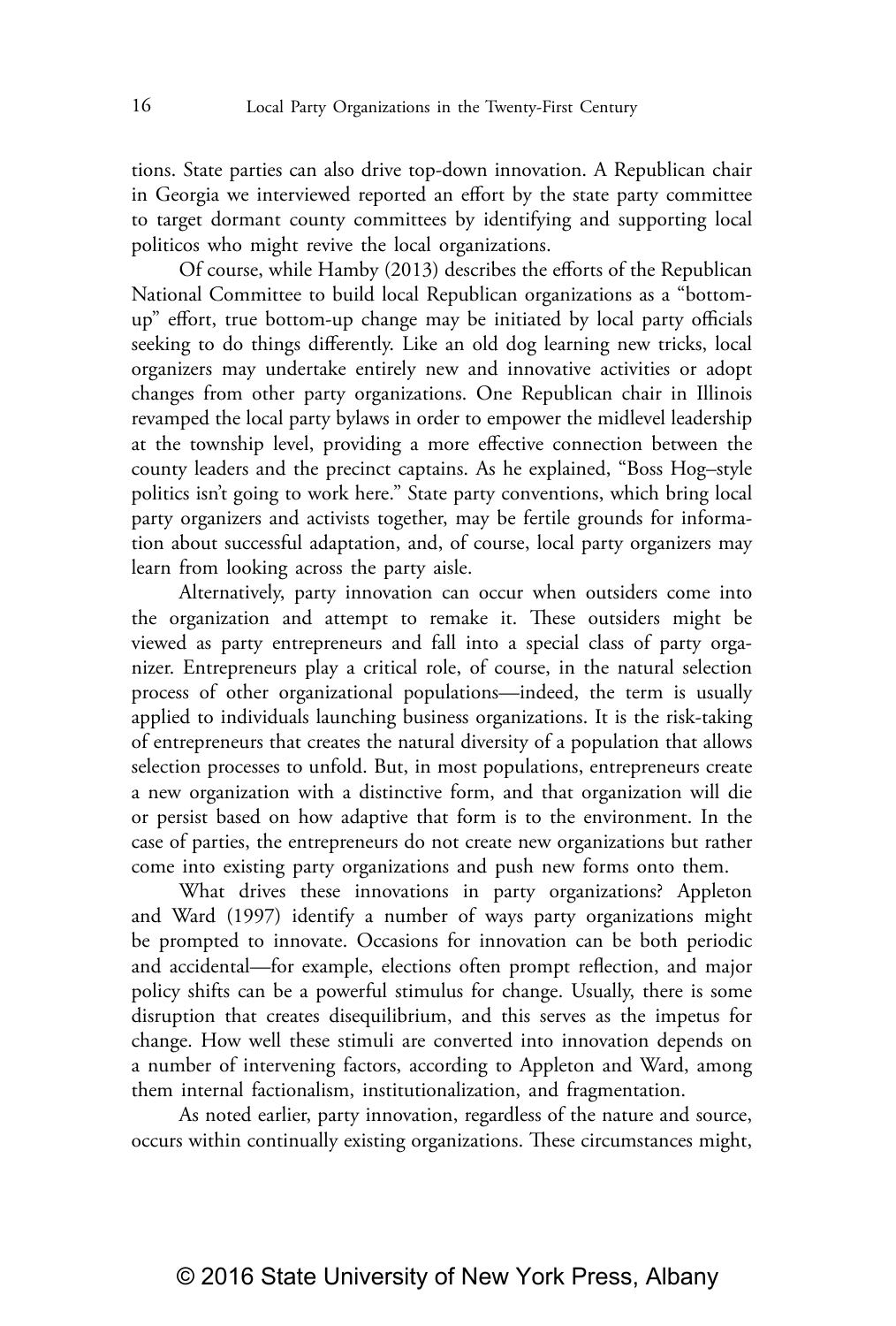tions. State parties can also drive top-down innovation. A Republican chair in Georgia we interviewed reported an effort by the state party committee to target dormant county committees by identifying and supporting local politicos who might revive the local organizations.

Of course, while Hamby (2013) describes the efforts of the Republican National Committee to build local Republican organizations as a "bottom-up" effort, true bottom-up change may be initiated by local party officials seeking to do things differently. Like an old dog learning new tricks, local organizers may undertake entirely new and innovative activities or adopt changes from other party organizations. One Republican chair in Illinois revamped the local party bylaws in order to empower the midlevel leadership at the township level, providing a more effective connection between the county leaders and the precinct captains. As he explained, "Boss Hog–style politics isn't going to work here." State party conventions, which bring local party organizers and activists together, may be fertile grounds for information about successful adaptation, and, of course, local party organizers may learn from looking across the party aisle.

Alternatively, party innovation can occur when outsiders come into the organization and attempt to remake it. These outsiders might be viewed as party entrepreneurs and fall into a special class of party organizer. Entrepreneurs play a critical role, of course, in the natural selection process of other organizational populations—indeed, the term is usually applied to individuals launching business organizations. It is the risk-taking of entrepreneurs that creates the natural diversity of a population that allows selection processes to unfold. But, in most populations, entrepreneurs create a new organization with a distinctive form, and that organization will die or persist based on how adaptive that form is to the environment. In the case of parties, the entrepreneurs do not create new organizations but rather come into existing party organizations and push new forms onto them.

What drives these innovations in party organizations? Appleton and Ward (1997) identify a number of ways party organizations might be prompted to innovate. Occasions for innovation can be both periodic and accidental—for example, elections often prompt reflection, and major policy shifts can be a powerful stimulus for change. Usually, there is some disruption that creates disequilibrium, and this serves as the impetus for change. How well these stimuli are converted into innovation depends on a number of intervening factors, according to Appleton and Ward, among them internal factionalism, institutionalization, and fragmentation.

As noted earlier, party innovation, regardless of the nature and source, occurs within continually existing organizations. These circumstances might,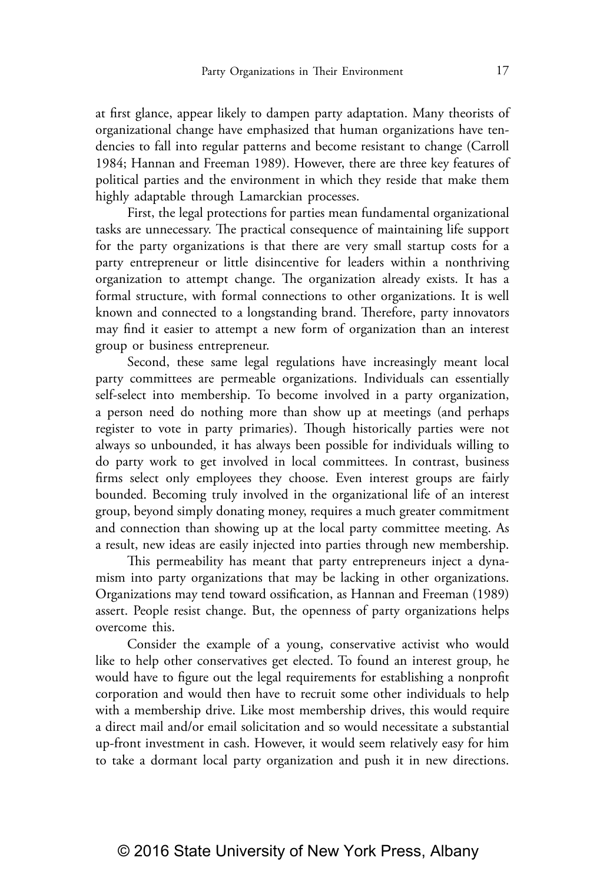at first glance, appear likely to dampen party adaptation. Many theorists of organizational change have emphasized that human organizations have tendencies to fall into regular patterns and become resistant to change (Carroll 1984; Hannan and Freeman 1989). However, there are three key features of political parties and the environment in which they reside that make them highly adaptable through Lamarckian processes.

First, the legal protections for parties mean fundamental organizational tasks are unnecessary. The practical consequence of maintaining life support for the party organizations is that there are very small startup costs for a party entrepreneur or little disincentive for leaders within a nonthriving organization to attempt change. The organization already exists. It has a formal structure, with formal connections to other organizations. It is well known and connected to a longstanding brand. Therefore, party innovators may find it easier to attempt a new form of organization than an interest group or business entrepreneur.

Second, these same legal regulations have increasingly meant local party committees are permeable organizations. Individuals can essentially self-select into membership. To become involved in a party organization, a person need do nothing more than show up at meetings (and perhaps register to vote in party primaries). Though historically parties were not always so unbounded, it has always been possible for individuals willing to do party work to get involved in local committees. In contrast, business firms select only employees they choose. Even interest groups are fairly bounded. Becoming truly involved in the organizational life of an interest group, beyond simply donating money, requires a much greater commitment and connection than showing up at the local party committee meeting. As a result, new ideas are easily injected into parties through new membership.

This permeability has meant that party entrepreneurs inject a dynamism into party organizations that may be lacking in other organizations. Organizations may tend toward ossification, as Hannan and Freeman (1989) assert. People resist change. But, the openness of party organizations helps overcome this.

Consider the example of a young, conservative activist who would like to help other conservatives get elected. To found an interest group, he would have to figure out the legal requirements for establishing a nonprofit corporation and would then have to recruit some other individuals to help with a membership drive. Like most membership drives, this would require a direct mail and/or email solicitation and so would necessitate a substantial up-front investment in cash. However, it would seem relatively easy for him to take a dormant local party organization and push it in new directions.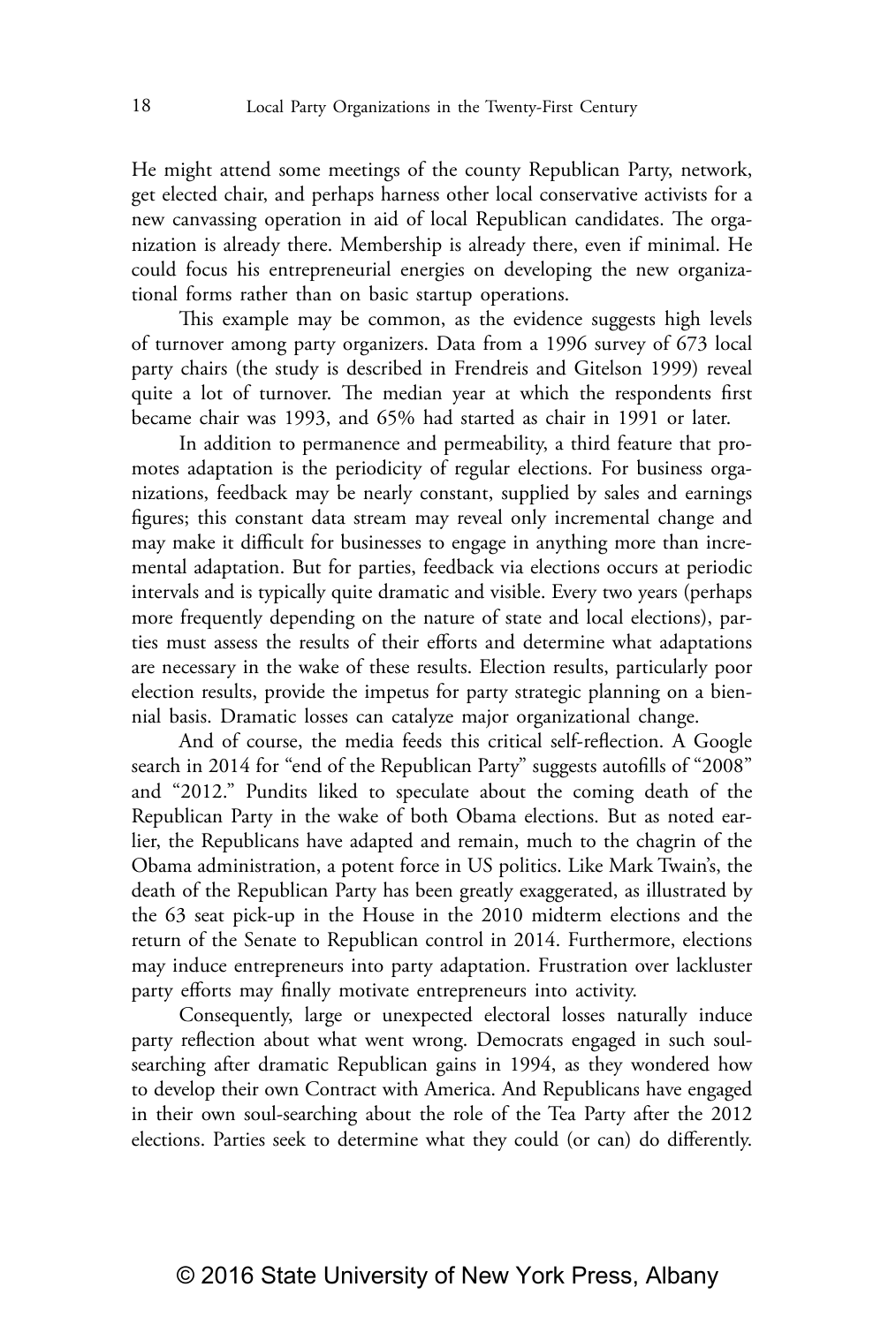He might attend some meetings of the county Republican Party, network, get elected chair, and perhaps harness other local conservative activists for a new canvassing operation in aid of local Republican candidates. The organization is already there. Membership is already there, even if minimal. He could focus his entrepreneurial energies on developing the new organizational forms rather than on basic startup operations.

This example may be common, as the evidence suggests high levels of turnover among party organizers. Data from a 1996 survey of 673 local party chairs (the study is described in Frendreis and Gitelson 1999) reveal quite a lot of turnover. The median year at which the respondents first became chair was 1993, and 65% had started as chair in 1991 or later.

In addition to permanence and permeability, a third feature that promotes adaptation is the periodicity of regular elections. For business organizations, feedback may be nearly constant, supplied by sales and earnings figures; this constant data stream may reveal only incremental change and may make it difficult for businesses to engage in anything more than incremental adaptation. But for parties, feedback via elections occurs at periodic intervals and is typically quite dramatic and visible. Every two years (perhaps more frequently depending on the nature of state and local elections), parties must assess the results of their efforts and determine what adaptations are necessary in the wake of these results. Election results, particularly poor election results, provide the impetus for party strategic planning on a biennial basis. Dramatic losses can catalyze major organizational change.

And of course, the media feeds this critical self-reflection. A Google search in 2014 for "end of the Republican Party" suggests autofills of "2008" and "2012." Pundits liked to speculate about the coming death of the Republican Party in the wake of both Obama elections. But as noted earlier, the Republicans have adapted and remain, much to the chagrin of the Obama administration, a potent force in US politics. Like Mark Twain's, the death of the Republican Party has been greatly exaggerated, as illustrated by the 63 seat pick-up in the House in the 2010 midterm elections and the return of the Senate to Republican control in 2014. Furthermore, elections may induce entrepreneurs into party adaptation. Frustration over lackluster party efforts may finally motivate entrepreneurs into activity.

Consequently, large or unexpected electoral losses naturally induce party reflection about what went wrong. Democrats engaged in such soul-searching after dramatic Republican gains in 1994, as they wondered how to develop their own Contract with America. And Republicans have engaged in their own soul-searching about the role of the Tea Party after the 2012 elections. Parties seek to determine what they could (or can) do differently.

© 2016 State University of New York Press, Albany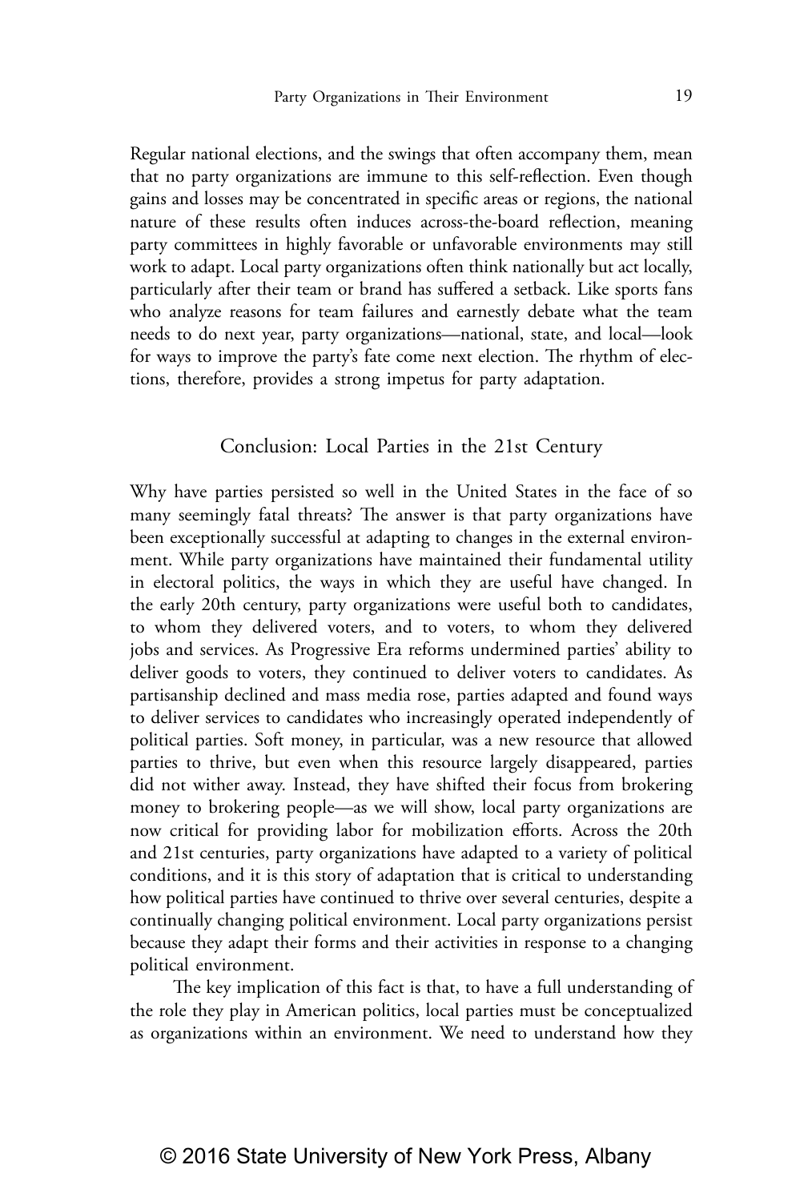Regular national elections, and the swings that often accompany them, mean that no party organizations are immune to this self-reflection. Even though gains and losses may be concentrated in specific areas or regions, the national nature of these results often induces across-the-board reflection, meaning party committees in highly favorable or unfavorable environments may still work to adapt. Local party organizations often think nationally but act locally, particularly after their team or brand has suffered a setback. Like sports fans who analyze reasons for team failures and earnestly debate what the team needs to do next year, party organizations—national, state, and local—look for ways to improve the party's fate come next election. The rhythm of elections, therefore, provides a strong impetus for party adaptation.

## Conclusion: Local Parties in the 21st Century

Why have parties persisted so well in the United States in the face of so many seemingly fatal threats? The answer is that party organizations have been exceptionally successful at adapting to changes in the external environment. While party organizations have maintained their fundamental utility in electoral politics, the ways in which they are useful have changed. In the early 20th century, party organizations were useful both to candidates, to whom they delivered voters, and to voters, to whom they delivered jobs and services. As Progressive Era reforms undermined parties' ability to deliver goods to voters, they continued to deliver voters to candidates. As partisanship declined and mass media rose, parties adapted and found ways to deliver services to candidates who increasingly operated independently of political parties. Soft money, in particular, was a new resource that allowed parties to thrive, but even when this resource largely disappeared, parties did not wither away. Instead, they have shifted their focus from brokering money to brokering people—as we will show, local party organizations are now critical for providing labor for mobilization efforts. Across the 20th and 21st centuries, party organizations have adapted to a variety of political conditions, and it is this story of adaptation that is critical to understanding how political parties have continued to thrive over several centuries, despite a continually changing political environment. Local party organizations persist because they adapt their forms and their activities in response to a changing political environment.

The key implication of this fact is that, to have a full understanding of the role they play in American politics, local parties must be conceptualized as organizations within an environment. We need to understand how they

© 2016 State University of New York Press, Albany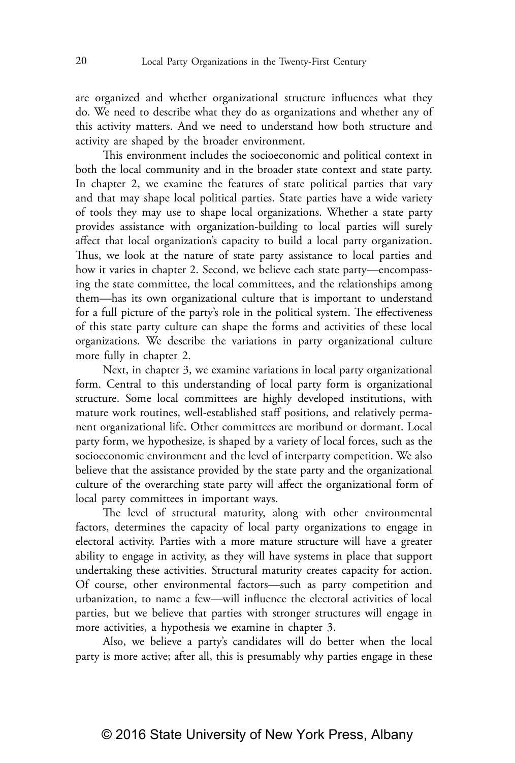are organized and whether organizational structure influences what they do. We need to describe what they do as organizations and whether any of this activity matters. And we need to understand how both structure and activity are shaped by the broader environment.

This environment includes the socioeconomic and political context in both the local community and in the broader state context and state party. In chapter 2, we examine the features of state political parties that vary and that may shape local political parties. State parties have a wide variety of tools they may use to shape local organizations. Whether a state party provides assistance with organization-building to local parties will surely affect that local organization's capacity to build a local party organization. Thus, we look at the nature of state party assistance to local parties and how it varies in chapter 2. Second, we believe each state party—encompassing the state committee, the local committees, and the relationships among them—has its own organizational culture that is important to understand for a full picture of the party's role in the political system. The effectiveness of this state party culture can shape the forms and activities of these local organizations. We describe the variations in party organizational culture more fully in chapter 2.

Next, in chapter 3, we examine variations in local party organizational form. Central to this understanding of local party form is organizational structure. Some local committees are highly developed institutions, with mature work routines, well-established staff positions, and relatively permanent organizational life. Other committees are moribund or dormant. Local party form, we hypothesize, is shaped by a variety of local forces, such as the socioeconomic environment and the level of interparty competition. We also believe that the assistance provided by the state party and the organizational culture of the overarching state party will affect the organizational form of local party committees in important ways.

The level of structural maturity, along with other environmental factors, determines the capacity of local party organizations to engage in electoral activity. Parties with a more mature structure will have a greater ability to engage in activity, as they will have systems in place that support undertaking these activities. Structural maturity creates capacity for action. Of course, other environmental factors—such as party competition and urbanization, to name a few—will influence the electoral activities of local parties, but we believe that parties with stronger structures will engage in more activities, a hypothesis we examine in chapter 3.

Also, we believe a party's candidates will do better when the local party is more active; after all, this is presumably why parties engage in these

© 2016 State University of New York Press, Albany